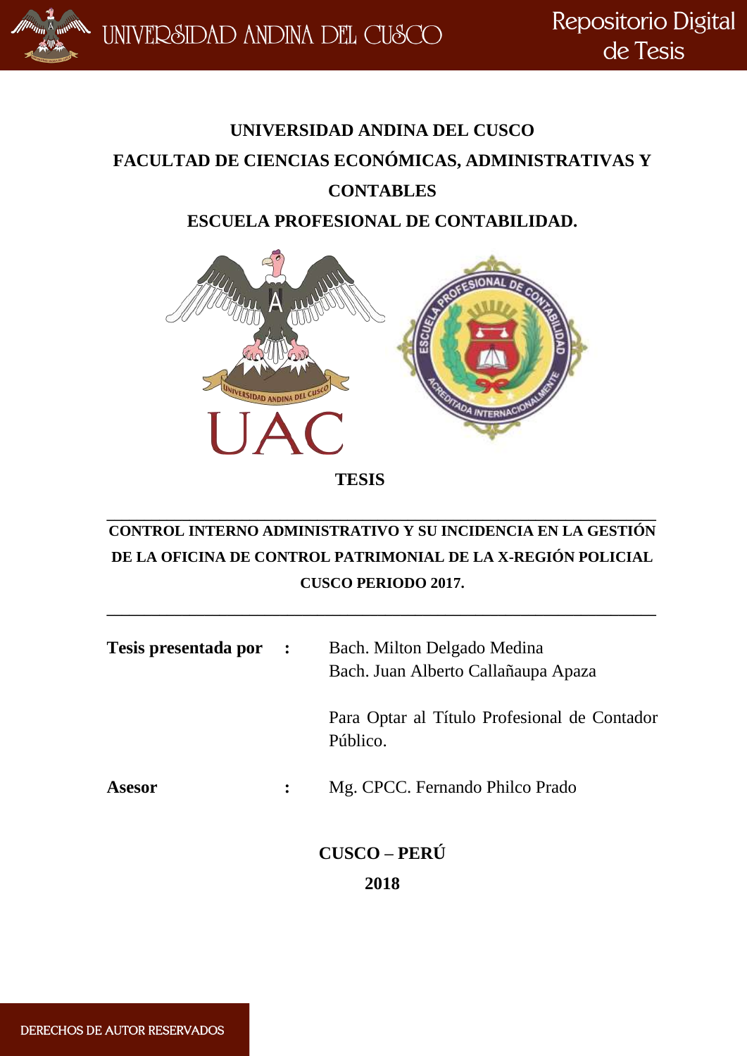**UNIVERSIDAD ANDINA DEL CUSCO**

**FACULTAD DE CIENCIAS ECONÓMICAS, ADMINISTRATIVAS Y CONTABLES**

**ESCUELA PROFESIONAL DE CONTABILIDAD.**

**TESIS**

---

# CONTROL INTERNO ADMINISTRATIVO Y SU INCIDENCIA EN LA GESTIÓN DE LA OFICINA DE CONTROL PATRIMONIAL DE LA X-REGIÓN POLICIAL CUSCO PERIODO 2017.

---

**Tesis presentada por** : Bach. Milton Delgado Medina
Bach. Juan Alberto Callañaupa Apaza

Para Optar al Título Profesional de Contador Público.

**Asesor** : Mg. CPCC. Fernando Philco Prado

**CUSCO – PERÚ**

**2018**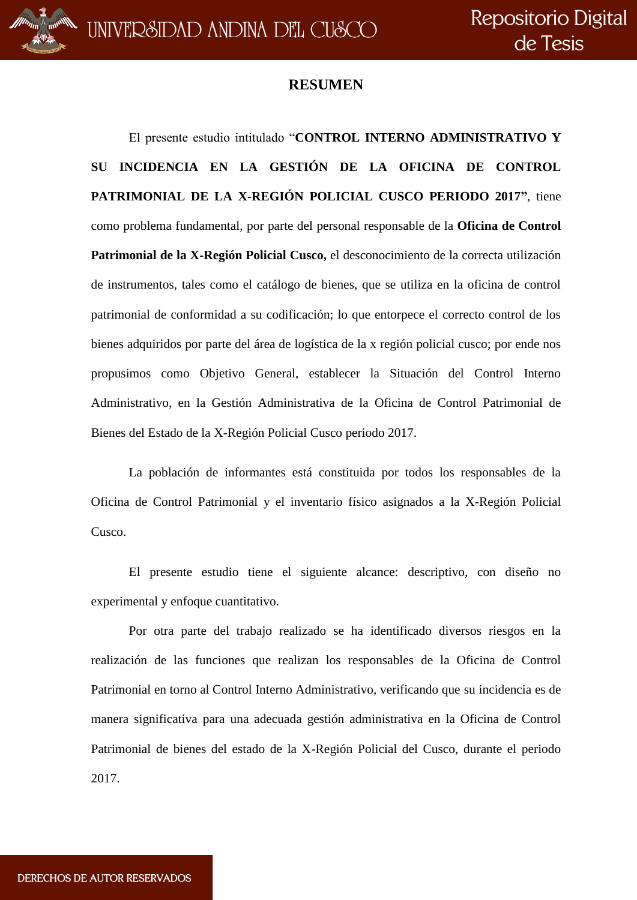# RESUMEN

El presente estudio intitulado "**CONTROL INTERNO ADMINISTRATIVO Y SU INCIDENCIA EN LA GESTIÓN DE LA OFICINA DE CONTROL PATRIMONIAL DE LA X-REGIÓN POLICIAL CUSCO PERIODO 2017"**, tiene como problema fundamental, por parte del personal responsable de la **Oficina de Control Patrimonial de la X-Región Policial Cusco,** el desconocimiento de la correcta utilización de instrumentos, tales como el catálogo de bienes, que se utiliza en la oficina de control patrimonial de conformidad a su codificación; lo que entorpece el correcto control de los bienes adquiridos por parte del área de logística de la x región policial cusco; por ende nos propusimos como Objetivo General, establecer la Situación del Control Interno Administrativo, en la Gestión Administrativa de la Oficina de Control Patrimonial de Bienes del Estado de la X-Región Policial Cusco periodo 2017.

La población de informantes está constituida por todos los responsables de la Oficina de Control Patrimonial y el inventario físico asignados a la X-Región Policial Cusco.

El presente estudio tiene el siguiente alcance: descriptivo, con diseño no experimental y enfoque cuantitativo.

Por otra parte del trabajo realizado se ha identificado diversos riesgos en la realización de las funciones que realizan los responsables de la Oficina de Control Patrimonial en torno al Control Interno Administrativo, verificando que su incidencia es de manera significativa para una adecuada gestión administrativa en la Oficina de Control Patrimonial de bienes del estado de la X-Región Policial del Cusco, durante el periodo 2017.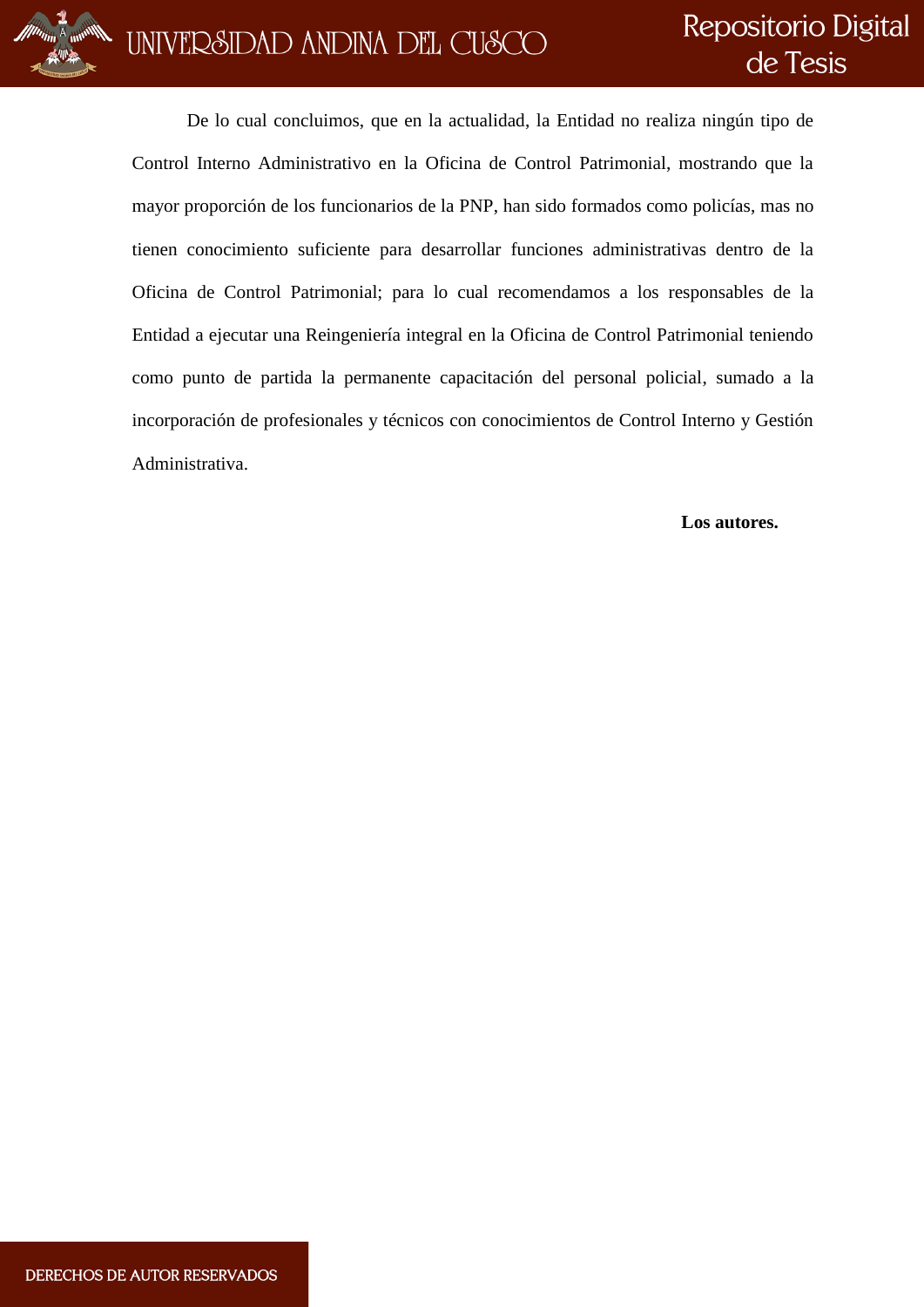De lo cual concluimos, que en la actualidad, la Entidad no realiza ningún tipo de Control Interno Administrativo en la Oficina de Control Patrimonial, mostrando que la mayor proporción de los funcionarios de la PNP, han sido formados como policías, mas no tienen conocimiento suficiente para desarrollar funciones administrativas dentro de la Oficina de Control Patrimonial; para lo cual recomendamos a los responsables de la Entidad a ejecutar una Reingeniería integral en la Oficina de Control Patrimonial teniendo como punto de partida la permanente capacitación del personal policial, sumado a la incorporación de profesionales y técnicos con conocimientos de Control Interno y Gestión Administrativa.

**Los autores.**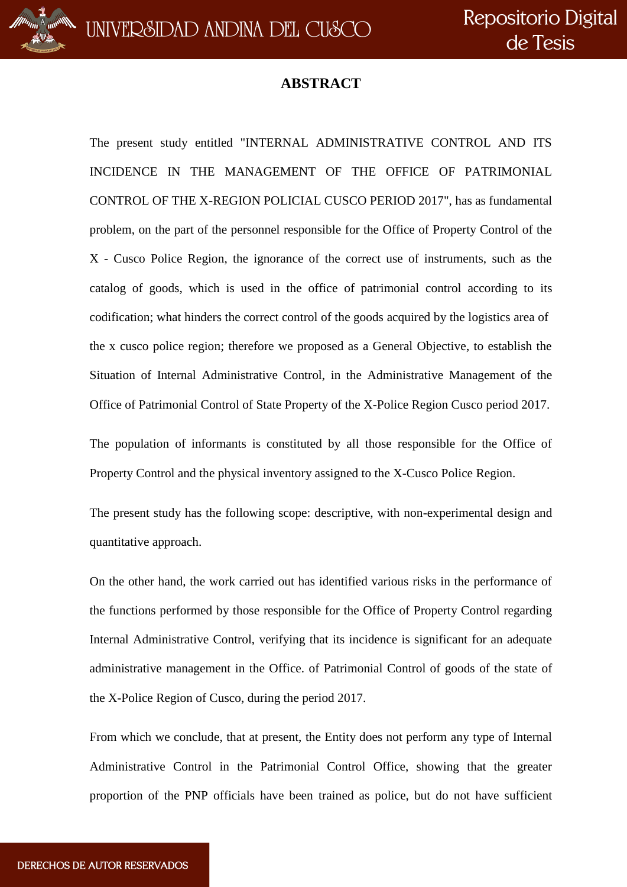# ABSTRACT

The present study entitled "INTERNAL ADMINISTRATIVE CONTROL AND ITS INCIDENCE IN THE MANAGEMENT OF THE OFFICE OF PATRIMONIAL CONTROL OF THE X-REGION POLICIAL CUSCO PERIOD 2017", has as fundamental problem, on the part of the personnel responsible for the Office of Property Control of the X - Cusco Police Region, the ignorance of the correct use of instruments, such as the catalog of goods, which is used in the office of patrimonial control according to its codification; what hinders the correct control of the goods acquired by the logistics area of the x cusco police region; therefore we proposed as a General Objective, to establish the Situation of Internal Administrative Control, in the Administrative Management of the Office of Patrimonial Control of State Property of the X-Police Region Cusco period 2017.

The population of informants is constituted by all those responsible for the Office of Property Control and the physical inventory assigned to the X-Cusco Police Region.

The present study has the following scope: descriptive, with non-experimental design and quantitative approach.

On the other hand, the work carried out has identified various risks in the performance of the functions performed by those responsible for the Office of Property Control regarding Internal Administrative Control, verifying that its incidence is significant for an adequate administrative management in the Office. of Patrimonial Control of goods of the state of the X-Police Region of Cusco, during the period 2017.

From which we conclude, that at present, the Entity does not perform any type of Internal Administrative Control in the Patrimonial Control Office, showing that the greater proportion of the PNP officials have been trained as police, but do not have sufficient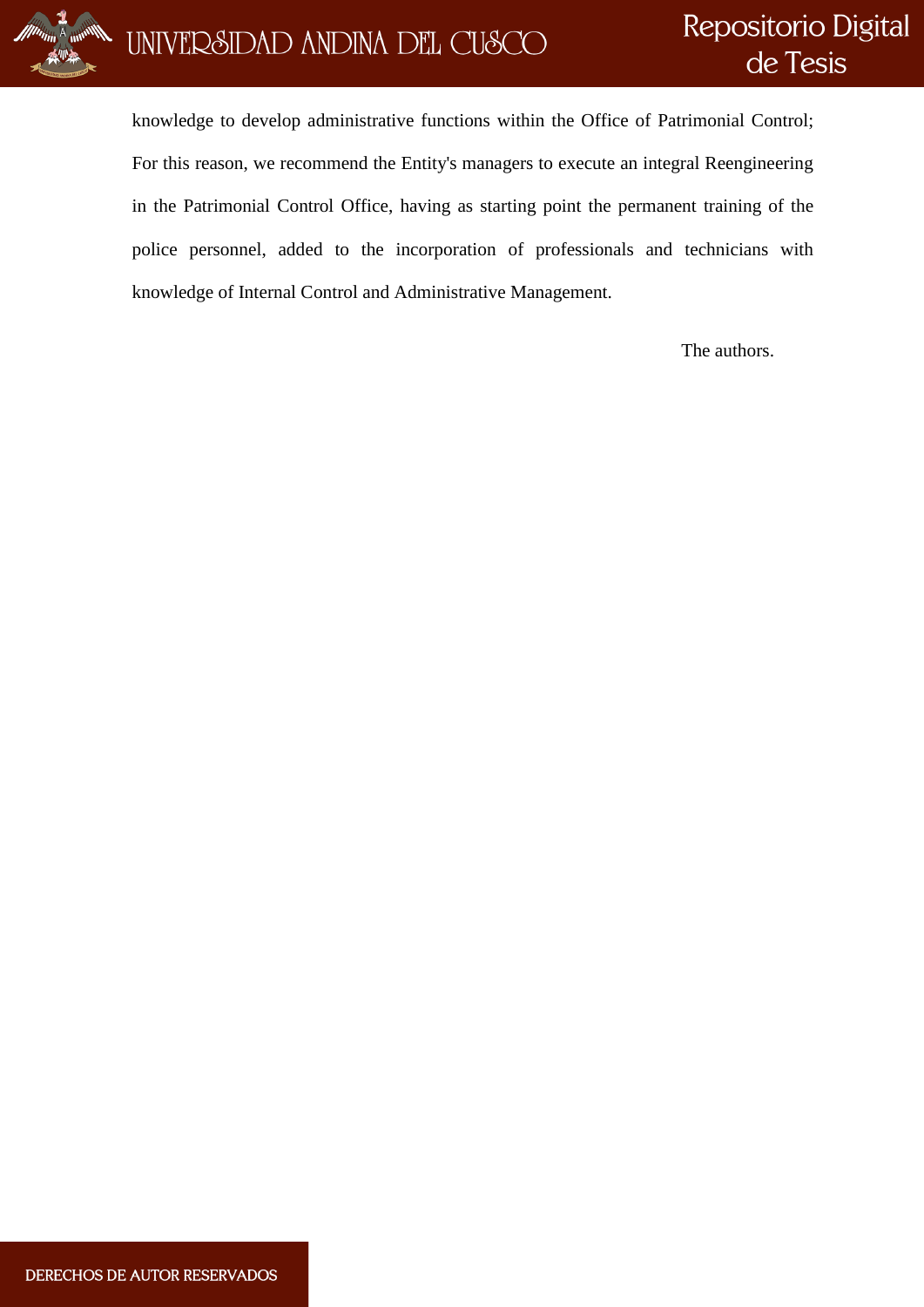knowledge to develop administrative functions within the Office of Patrimonial Control; For this reason, we recommend the Entity's managers to execute an integral Reengineering in the Patrimonial Control Office, having as starting point the permanent training of the police personnel, added to the incorporation of professionals and technicians with knowledge of Internal Control and Administrative Management.

The authors.